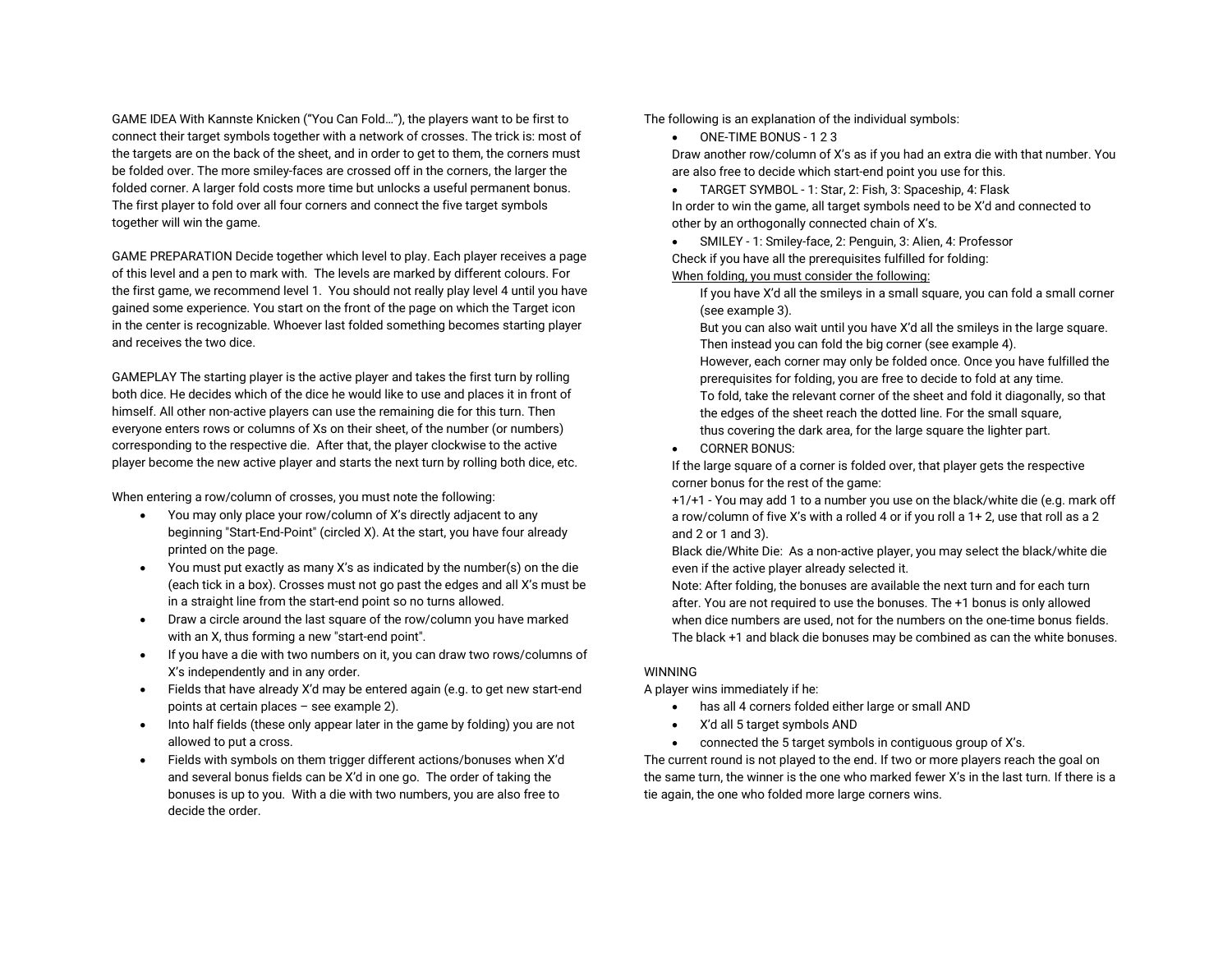GAME IDEA With Kannste Knicken ("You Can Fold…"), the players want to be first to connect their target symbols together with a network of crosses. The trick is: most of the targets are on the back of the sheet, and in order to get to them, the corners must be folded over. The more smiley-faces are crossed off in the corners, the larger the folded corner. A larger fold costs more time but unlocks a useful permanent bonus. The first player to fold over all four corners and connect the five target symbols together will win the game.

GAME PREPARATION Decide together which level to play. Each player receives a page of this level and a pen to mark with. The levels are marked by different colours. For the first game, we recommend level 1. You should not really play level 4 until you have gained some experience. You start on the front of the page on which the Target icon in the center is recognizable. Whoever last folded something becomes starting player and receives the two dice.

GAMEPLAY The starting player is the active player and takes the first turn by rolling both dice. He decides which of the dice he would like to use and places it in front of himself. All other non-active players can use the remaining die for this turn. Then everyone enters rows or columns of Xs on their sheet, of the number (or numbers) corresponding to the respective die. After that, the player clockwise to the active player become the new active player and starts the next turn by rolling both dice, etc.

When entering a row/column of crosses, you must note the following:

- You may only place your row/column of X's directly adjacent to any beginning "Start-End-Point" (circled X). At the start, you have four already printed on the page.
- You must put exactly as many X's as indicated by the number(s) on the die (each tick in a box). Crosses must not go past the edges and all X's must be in a straight line from the start-end point so no turns allowed.
- Draw a circle around the last square of the row/column you have marked with an X, thus forming a new "start-end point".
- If you have a die with two numbers on it, you can draw two rows/columns of X's independently and in any order.
- Fields that have already X'd may be entered again (e.g. to get new start-end points at certain places – see example 2).
- Into half fields (these only appear later in the game by folding) you are not allowed to put a cross.
- Fields with symbols on them trigger different actions/bonuses when X'd and several bonus fields can be X'd in one go. The order of taking the bonuses is up to you. With a die with two numbers, you are also free to decide the order.

The following is an explanation of the individual symbols:

- ONE-TIME BONUS - 1 2 3

Draw another row/column of X's as if you had an extra die with that number. You are also free to decide which start-end point you use for this.

- TARGET SYMBOL - 1: Star, 2: Fish, 3: Spaceship, 4: Flask

In order to win the game, all target symbols need to be X'd and connected to other by an orthogonally connected chain of X's.

- SMILEY - 1: Smiley-face, 2: Penguin, 3: Alien, 4: Professor

Check if you have all the prerequisites fulfilled for folding:

<u>When folding, you must consider the following:</u>

> If you have X'd all the smileys in a small square, you can fold a small corner (see example 3).
> But you can also wait until you have X'd all the smileys in the large square. Then instead you can fold the big corner (see example 4).
> However, each corner may only be folded once. Once you have fulfilled the prerequisites for folding, you are free to decide to fold at any time.
> To fold, take the relevant corner of the sheet and fold it diagonally, so that the edges of the sheet reach the dotted line. For the small square, thus covering the dark area, for the large square the lighter part.

- CORNER BONUS:

If the large square of a corner is folded over, that player gets the respective corner bonus for the rest of the game:

+1/+1 - You may add 1 to a number you use on the black/white die (e.g. mark off a row/column of five X's with a rolled 4 or if you roll a 1+ 2, use that roll as a 2 and 2 or 1 and 3).

Black die/White Die: As a non-active player, you may select the black/white die even if the active player already selected it.

Note: After folding, the bonuses are available the next turn and for each turn after. You are not required to use the bonuses. The +1 bonus is only allowed when dice numbers are used, not for the numbers on the one-time bonus fields. The black +1 and black die bonuses may be combined as can the white bonuses.

WINNING

A player wins immediately if he:

- has all 4 corners folded either large or small AND
- X'd all 5 target symbols AND
- connected the 5 target symbols in contiguous group of X's.

The current round is not played to the end. If two or more players reach the goal on the same turn, the winner is the one who marked fewer X's in the last turn. If there is a tie again, the one who folded more large corners wins.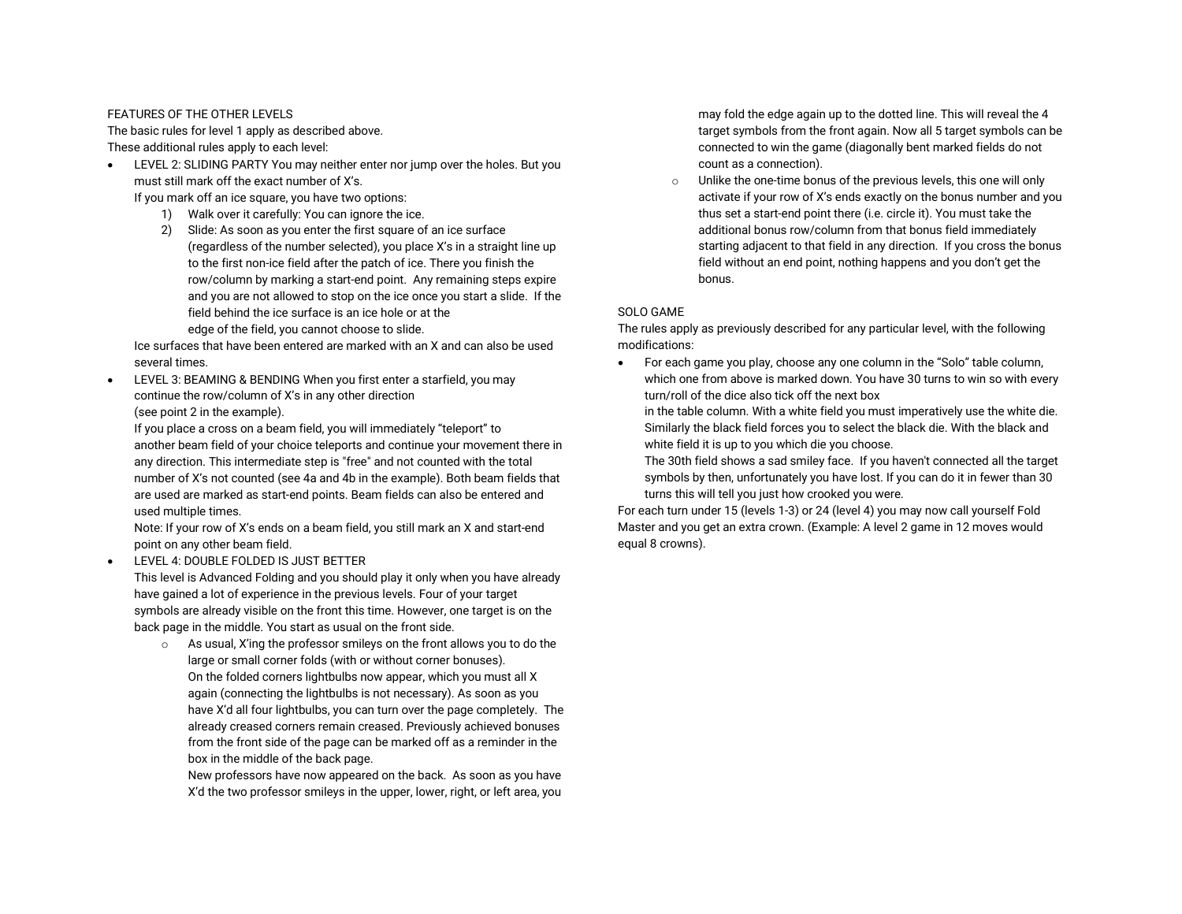FEATURES OF THE OTHER LEVELS

The basic rules for level 1 apply as described above.

These additional rules apply to each level:

- LEVEL 2: SLIDING PARTY You may neither enter nor jump over the holes. But you must still mark off the exact number of X's.

  If you mark off an ice square, you have two options:

  1) Walk over it carefully: You can ignore the ice.
  2) Slide: As soon as you enter the first square of an ice surface (regardless of the number selected), you place X's in a straight line up to the first non-ice field after the patch of ice. There you finish the row/column by marking a start-end point. Any remaining steps expire and you are not allowed to stop on the ice once you start a slide. If the field behind the ice surface is an ice hole or at the edge of the field, you cannot choose to slide.

  Ice surfaces that have been entered are marked with an X and can also be used several times.

- LEVEL 3: BEAMING & BENDING When you first enter a starfield, you may continue the row/column of X's in any other direction (see point 2 in the example).

  If you place a cross on a beam field, you will immediately "teleport" to another beam field of your choice teleports and continue your movement there in any direction. This intermediate step is "free" and not counted with the total number of X's not counted (see 4a and 4b in the example). Both beam fields that are used are marked as start-end points. Beam fields can also be entered and used multiple times.

  Note: If your row of X's ends on a beam field, you still mark an X and start-end point on any other beam field.

- LEVEL 4: DOUBLE FOLDED IS JUST BETTER

  This level is Advanced Folding and you should play it only when you have already have gained a lot of experience in the previous levels. Four of your target symbols are already visible on the front this time. However, one target is on the back page in the middle. You start as usual on the front side.

  - As usual, X'ing the professor smileys on the front allows you to do the large or small corner folds (with or without corner bonuses).

    On the folded corners lightbulbs now appear, which you must all X again (connecting the lightbulbs is not necessary). As soon as you have X'd all four lightbulbs, you can turn over the page completely. The already creased corners remain creased. Previously achieved bonuses from the front side of the page can be marked off as a reminder in the box in the middle of the back page.

    New professors have now appeared on the back. As soon as you have X'd the two professor smileys in the upper, lower, right, or left area, you may fold the edge again up to the dotted line. This will reveal the 4 target symbols from the front again. Now all 5 target symbols can be connected to win the game (diagonally bent marked fields do not count as a connection).
  - Unlike the one-time bonus of the previous levels, this one will only activate if your row of X's ends exactly on the bonus number and you thus set a start-end point there (i.e. circle it). You must take the additional bonus row/column from that bonus field immediately starting adjacent to that field in any direction. If you cross the bonus field without an end point, nothing happens and you don't get the bonus.

SOLO GAME

The rules apply as previously described for any particular level, with the following modifications:

- For each game you play, choose any one column in the "Solo" table column, which one from above is marked down. You have 30 turns to win so with every turn/roll of the dice also tick off the next box

  in the table column. With a white field you must imperatively use the white die. Similarly the black field forces you to select the black die. With the black and white field it is up to you which die you choose.

  The 30th field shows a sad smiley face. If you haven't connected all the target symbols by then, unfortunately you have lost. If you can do it in fewer than 30 turns this will tell you just how crooked you were.

For each turn under 15 (levels 1-3) or 24 (level 4) you may now call yourself Fold Master and you get an extra crown. (Example: A level 2 game in 12 moves would equal 8 crowns).